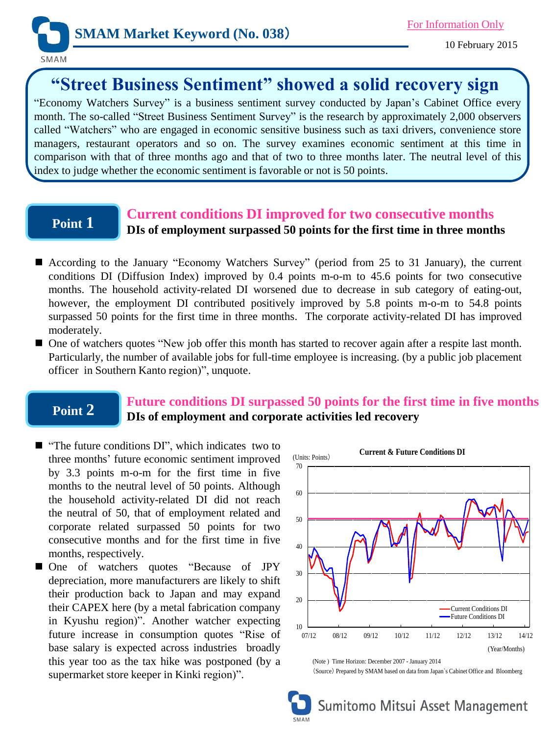SMAM Market Keyword (No. 038)

For Information Only

10 February 2015

# "Street Business Sentiment" showed a solid recovery sign

"Economy Watchers Survey" is a business sentiment survey conducted by Japan's Cabinet Office every month. The so-called "Street Business Sentiment Survey" is the research by approximately 2,000 observers called "Watchers" who are engaged in economic sensitive business such as taxi drivers, convenience store managers, restaurant operators and so on. The survey examines economic sentiment at this time in comparison with that of three months ago and that of two to three months later. The neutral level of this index to judge whether the economic sentiment is favorable or not is 50 points.

## Point 1

### Current conditions DI improved for two consecutive months

**DIs of employment surpassed 50 points for the first time in three months**

- According to the January "Economy Watchers Survey" (period from 25 to 31 January), the current conditions DI (Diffusion Index) improved by 0.4 points m-o-m to 45.6 points for two consecutive months. The household activity-related DI worsened due to decrease in sub category of eating-out, however, the employment DI contributed positively improved by 5.8 points m-o-m to 54.8 points surpassed 50 points for the first time in three months. The corporate activity-related DI has improved moderately.
- One of watchers quotes "New job offer this month has started to recover again after a respite last month. Particularly, the number of available jobs for full-time employee is increasing. (by a public job placement officer in Southern Kanto region)", unquote.

## Point 2

### Future conditions DI surpassed 50 points for the first time in five months

**DIs of employment and corporate activities led recovery**

- "The future conditions DI", which indicates two to three months' future economic sentiment improved by 3.3 points m-o-m for the first time in five months to the neutral level of 50 points. Although the household activity-related DI did not reach the neutral of 50, that of employment related and corporate related surpassed 50 points for two consecutive months and for the first time in five months, respectively.
- One of watchers quotes "Because of JPY depreciation, more manufacturers are likely to shift their production back to Japan and may expand their CAPEX here (by a metal fabrication company in Kyushu region)". Another watcher expecting future increase in consumption quotes "Rise of base salary is expected across industries broadly this year too as the tax hike was postponed (by a supermarket store keeper in Kinki region)".

**Current & Future Conditions DI**

(Units: Points)

(Note) Time Horizon: December 2007 - January 2014

(Source) Prepared by SMAM based on data from Japan`s Cabinet Office and Bloomberg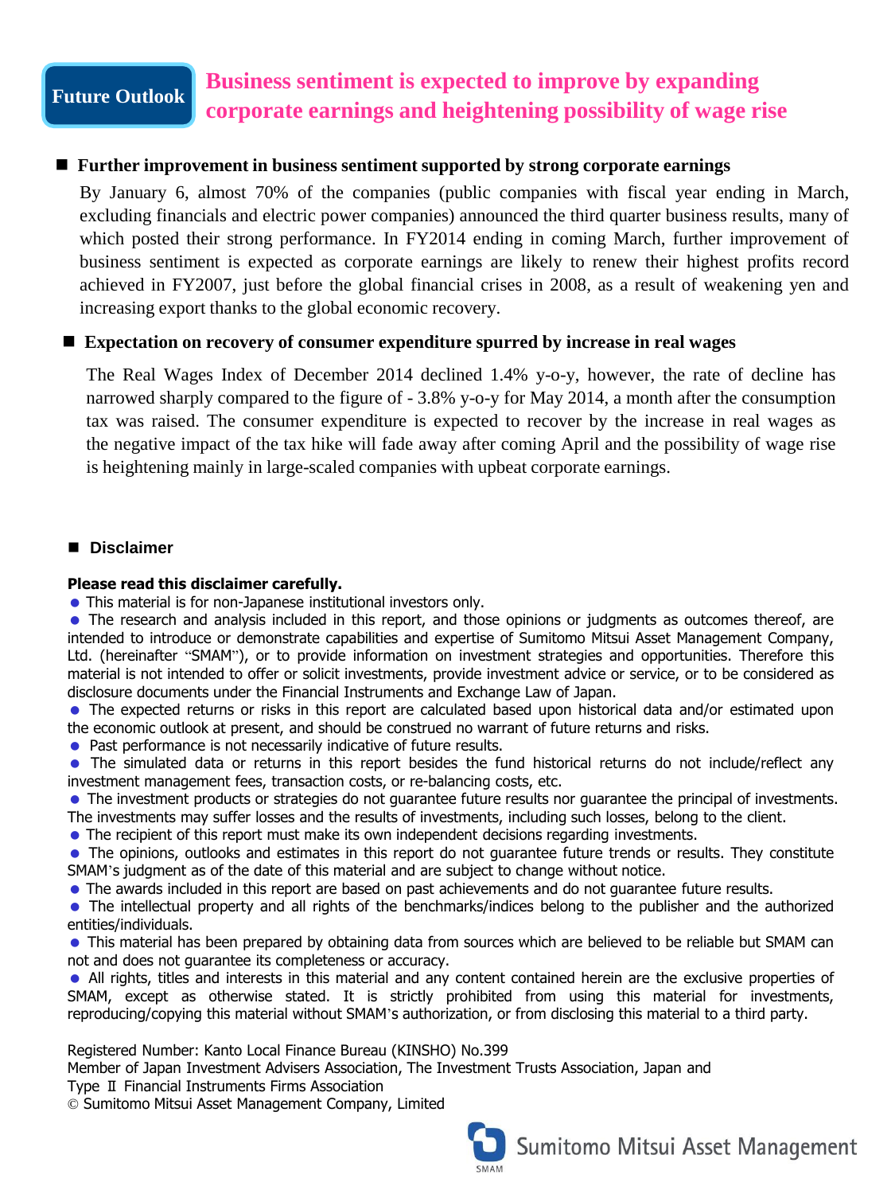## Future Outlook

# Business sentiment is expected to improve by expanding corporate earnings and heightening possibility of wage rise

### ■ Further improvement in business sentiment supported by strong corporate earnings

By January 6, almost 70% of the companies (public companies with fiscal year ending in March, excluding financials and electric power companies) announced the third quarter business results, many of which posted their strong performance. In FY2014 ending in coming March, further improvement of business sentiment is expected as corporate earnings are likely to renew their highest profits record achieved in FY2007, just before the global financial crises in 2008, as a result of weakening yen and increasing export thanks to the global economic recovery.

### ■ Expectation on recovery of consumer expenditure spurred by increase in real wages

The Real Wages Index of December 2014 declined 1.4% y-o-y, however, the rate of decline has narrowed sharply compared to the figure of - 3.8% y-o-y for May 2014, a month after the consumption tax was raised. The consumer expenditure is expected to recover by the increase in real wages as the negative impact of the tax hike will fade away after coming April and the possibility of wage rise is heightening mainly in large-scaled companies with upbeat corporate earnings.

### ■ Disclaimer

**Please read this disclaimer carefully.**

- This material is for non-Japanese institutional investors only.
- The research and analysis included in this report, and those opinions or judgments as outcomes thereof, are intended to introduce or demonstrate capabilities and expertise of Sumitomo Mitsui Asset Management Company, Ltd. (hereinafter "SMAM"), or to provide information on investment strategies and opportunities. Therefore this material is not intended to offer or solicit investments, provide investment advice or service, or to be considered as disclosure documents under the Financial Instruments and Exchange Law of Japan.
- The expected returns or risks in this report are calculated based upon historical data and/or estimated upon the economic outlook at present, and should be construed no warrant of future returns and risks.
- Past performance is not necessarily indicative of future results.
- The simulated data or returns in this report besides the fund historical returns do not include/reflect any investment management fees, transaction costs, or re-balancing costs, etc.
- The investment products or strategies do not guarantee future results nor guarantee the principal of investments. The investments may suffer losses and the results of investments, including such losses, belong to the client.
- The recipient of this report must make its own independent decisions regarding investments.
- The opinions, outlooks and estimates in this report do not guarantee future trends or results. They constitute SMAM's judgment as of the date of this material and are subject to change without notice.
- The awards included in this report are based on past achievements and do not guarantee future results.
- The intellectual property and all rights of the benchmarks/indices belong to the publisher and the authorized entities/individuals.
- This material has been prepared by obtaining data from sources which are believed to be reliable but SMAM can not and does not guarantee its completeness or accuracy.
- All rights, titles and interests in this material and any content contained herein are the exclusive properties of SMAM, except as otherwise stated. It is strictly prohibited from using this material for investments, reproducing/copying this material without SMAM's authorization, or from disclosing this material to a third party.

Registered Number: Kanto Local Finance Bureau (KINSHO) No.399
Member of Japan Investment Advisers Association, The Investment Trusts Association, Japan and Type Ⅱ Financial Instruments Firms Association
© Sumitomo Mitsui Asset Management Company, Limited

Sumitomo Mitsui Asset Management